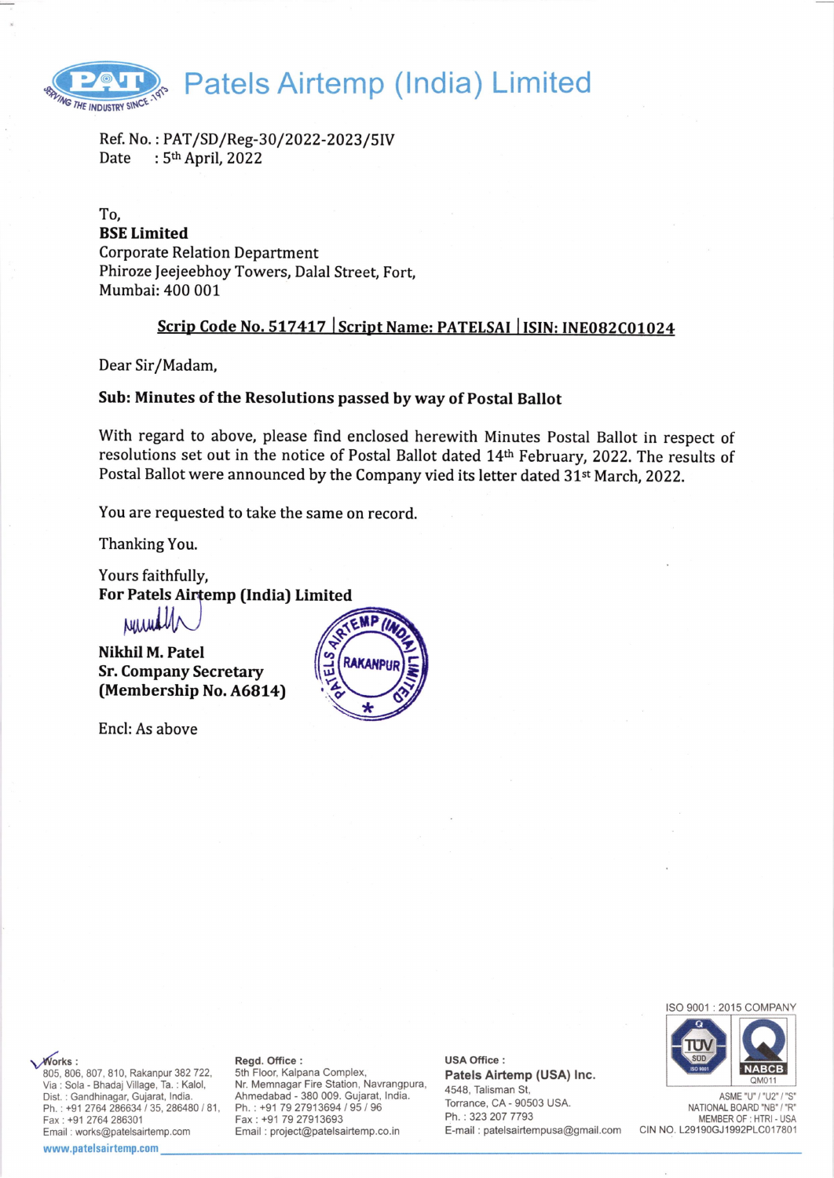# Patels Airtemp (India) Limited

Ref. No. : PAT/SD/Reg-30/2022-2023/5IV
Date : 5th April, 2022

To,
**BSE Limited**
Corporate Relation Department
Phiroze Jeejeebhoy Towers, Dalal Street, Fort,
Mumbai: 400 001

**Scrip Code No. 517417 | Script Name: PATELSAI | ISIN: INE082C01024**

Dear Sir/Madam,

**Sub: Minutes of the Resolutions passed by way of Postal Ballot**

With regard to above, please find enclosed herewith Minutes Postal Ballot in respect of resolutions set out in the notice of Postal Ballot dated 14th February, 2022. The results of Postal Ballot were announced by the Company vied its letter dated 31st March, 2022.

You are requested to take the same on record.

Thanking You.

Yours faithfully,
**For Patels Airtemp (India) Limited**

**Nikhil M. Patel**
**Sr. Company Secretary**
**(Membership No. A6814)**

Encl: As above

Works : 805, 806, 807, 810, Rakanpur 382 722, Via : Sola - Bhadaj Village, Ta. : Kalol, Dist. : Gandhinagar, Gujarat, India. Ph. : +91 2764 286634 / 35, 286480 / 81, Fax : +91 2764 286301 Email : works@patelsairtemp.com

Regd. Office : 5th Floor, Kalpana Complex, Nr. Memnagar Fire Station, Navrangpura, Ahmedabad - 380 009. Gujarat, India. Ph. : +91 79 27913694 / 95 / 96 Fax : +91 79 27913693 Email : project@patelsairtemp.co.in

USA Office : Patels Airtemp (USA) Inc. 4548, Talisman St, Torrance, CA - 90503 USA. Ph. : 323 207 7793 E-mail : patelsairtempusa@gmail.com

ISO 9001 : 2015 COMPANY
ASME "U" / "U2" / "S"
NATIONAL BOARD "NB" / "R"
MEMBER OF : HTRI - USA
CIN NO. L29190GJ1992PLC017801

www.patelsairtemp.com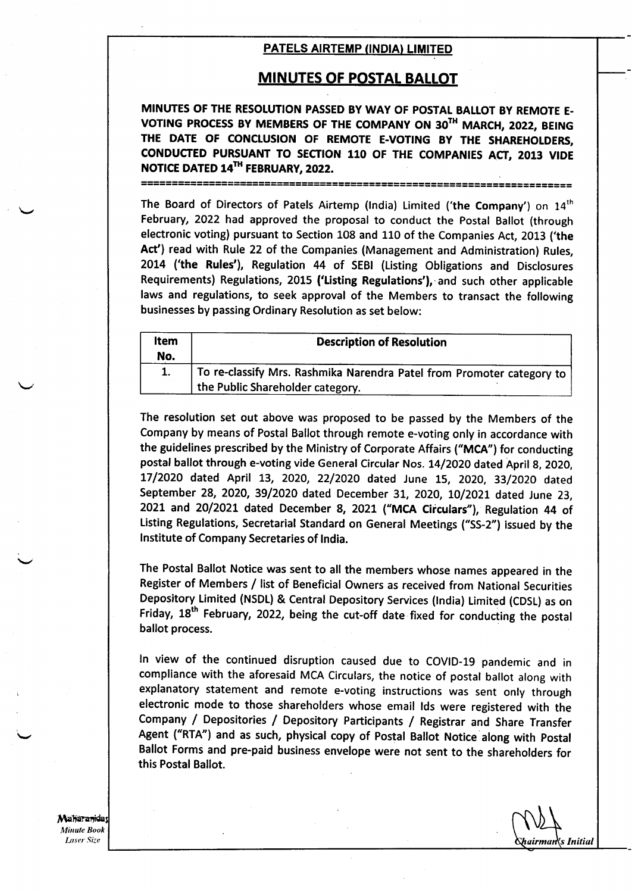**PATELS AIRTEMP (INDIA) LIMITED**

# MINUTES OF POSTAL BALLOT

**MINUTES OF THE RESOLUTION PASSED BY WAY OF POSTAL BALLOT BY REMOTE E-VOTING PROCESS BY MEMBERS OF THE COMPANY ON 30TH MARCH, 2022, BEING THE DATE OF CONCLUSION OF REMOTE E-VOTING BY THE SHAREHOLDERS, CONDUCTED PURSUANT TO SECTION 110 OF THE COMPANIES ACT, 2013 VIDE NOTICE DATED 14TH FEBRUARY, 2022.**

================================================================

The Board of Directors of Patels Airtemp (India) Limited (**'the Company'**) on 14th February, 2022 had approved the proposal to conduct the Postal Ballot (through electronic voting) pursuant to Section 108 and 110 of the Companies Act, 2013 (**'the Act'**) read with Rule 22 of the Companies (Management and Administration) Rules, 2014 (**'the Rules'**), Regulation 44 of SEBI (Listing Obligations and Disclosures Requirements) Regulations, 2015 **('Listing Regulations')**, and such other applicable laws and regulations, to seek approval of the Members to transact the following businesses by passing Ordinary Resolution as set below:

| Item No. | Description of Resolution |
|---|---|
| 1. | To re-classify Mrs. Rashmika Narendra Patel from Promoter category to the Public Shareholder category. |

The resolution set out above was proposed to be passed by the Members of the Company by means of Postal Ballot through remote e-voting only in accordance with the guidelines prescribed by the Ministry of Corporate Affairs (**"MCA"**) for conducting postal ballot through e-voting vide General Circular Nos. 14/2020 dated April 8, 2020, 17/2020 dated April 13, 2020, 22/2020 dated June 15, 2020, 33/2020 dated September 28, 2020, 39/2020 dated December 31, 2020, 10/2021 dated June 23, 2021 and 20/2021 dated December 8, 2021 (**"MCA Circulars"**), Regulation 44 of Listing Regulations, Secretarial Standard on General Meetings ("SS-2") issued by the Institute of Company Secretaries of India.

The Postal Ballot Notice was sent to all the members whose names appeared in the Register of Members / list of Beneficial Owners as received from National Securities Depository Limited (NSDL) & Central Depository Services (India) Limited (CDSL) as on Friday, 18th February, 2022, being the cut-off date fixed for conducting the postal ballot process.

In view of the continued disruption caused due to COVID-19 pandemic and in compliance with the aforesaid MCA Circulars, the notice of postal ballot along with explanatory statement and remote e-voting instructions was sent only through electronic mode to those shareholders whose email Ids were registered with the Company / Depositories / Depository Participants / Registrar and Share Transfer Agent ("RTA") and as such, physical copy of Postal Ballot Notice along with Postal Ballot Forms and pre-paid business envelope were not sent to the shareholders for this Postal Ballot.

*Chairman's Initial*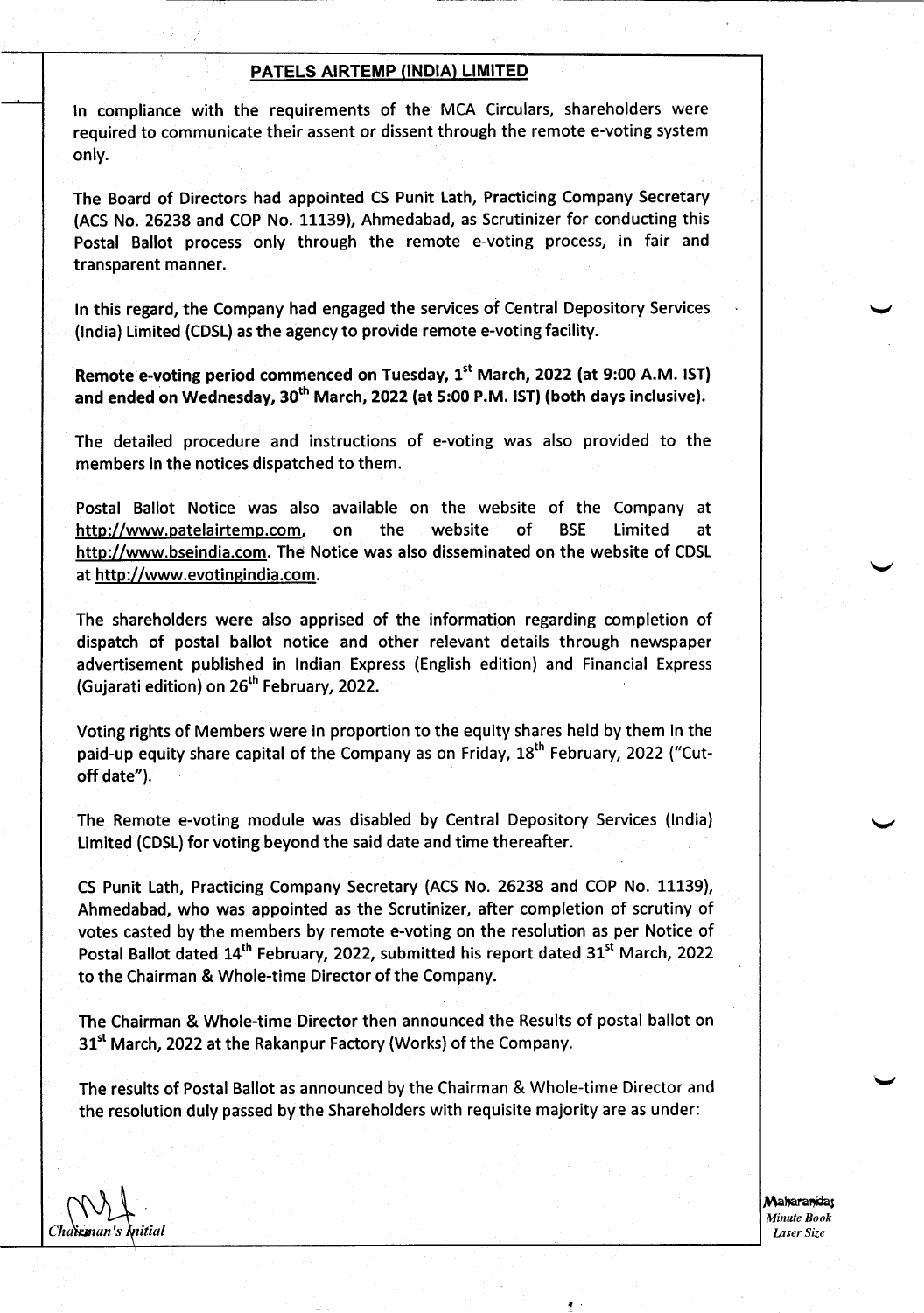**PATELS AIRTEMP (INDIA) LIMITED**

In compliance with the requirements of the MCA Circulars, shareholders were required to communicate their assent or dissent through the remote e-voting system only.

The Board of Directors had appointed CS Punit Lath, Practicing Company Secretary (ACS No. 26238 and COP No. 11139), Ahmedabad, as Scrutinizer for conducting this Postal Ballot process only through the remote e-voting process, in fair and transparent manner.

In this regard, the Company had engaged the services of Central Depository Services (India) Limited (CDSL) as the agency to provide remote e-voting facility.

**Remote e-voting period commenced on Tuesday, 1st March, 2022 (at 9:00 A.M. IST) and ended on Wednesday, 30th March, 2022 (at 5:00 P.M. IST) (both days inclusive).**

The detailed procedure and instructions of e-voting was also provided to the members in the notices dispatched to them.

Postal Ballot Notice was also available on the website of the Company at http://www.patelairtemp.com, on the website of BSE Limited at http://www.bseindia.com. The Notice was also disseminated on the website of CDSL at http://www.evotingindia.com.

The shareholders were also apprised of the information regarding completion of dispatch of postal ballot notice and other relevant details through newspaper advertisement published in Indian Express (English edition) and Financial Express (Gujarati edition) on 26th February, 2022.

Voting rights of Members were in proportion to the equity shares held by them in the paid-up equity share capital of the Company as on Friday, 18th February, 2022 ("Cut-off date").

The Remote e-voting module was disabled by Central Depository Services (India) Limited (CDSL) for voting beyond the said date and time thereafter.

CS Punit Lath, Practicing Company Secretary (ACS No. 26238 and COP No. 11139), Ahmedabad, who was appointed as the Scrutinizer, after completion of scrutiny of votes casted by the members by remote e-voting on the resolution as per Notice of Postal Ballot dated 14th February, 2022, submitted his report dated 31st March, 2022 to the Chairman & Whole-time Director of the Company.

The Chairman & Whole-time Director then announced the Results of postal ballot on 31st March, 2022 at the Rakanpur Factory (Works) of the Company.

The results of Postal Ballot as announced by the Chairman & Whole-time Director and the resolution duly passed by the Shareholders with requisite majority are as under:

*Chairman's Initial*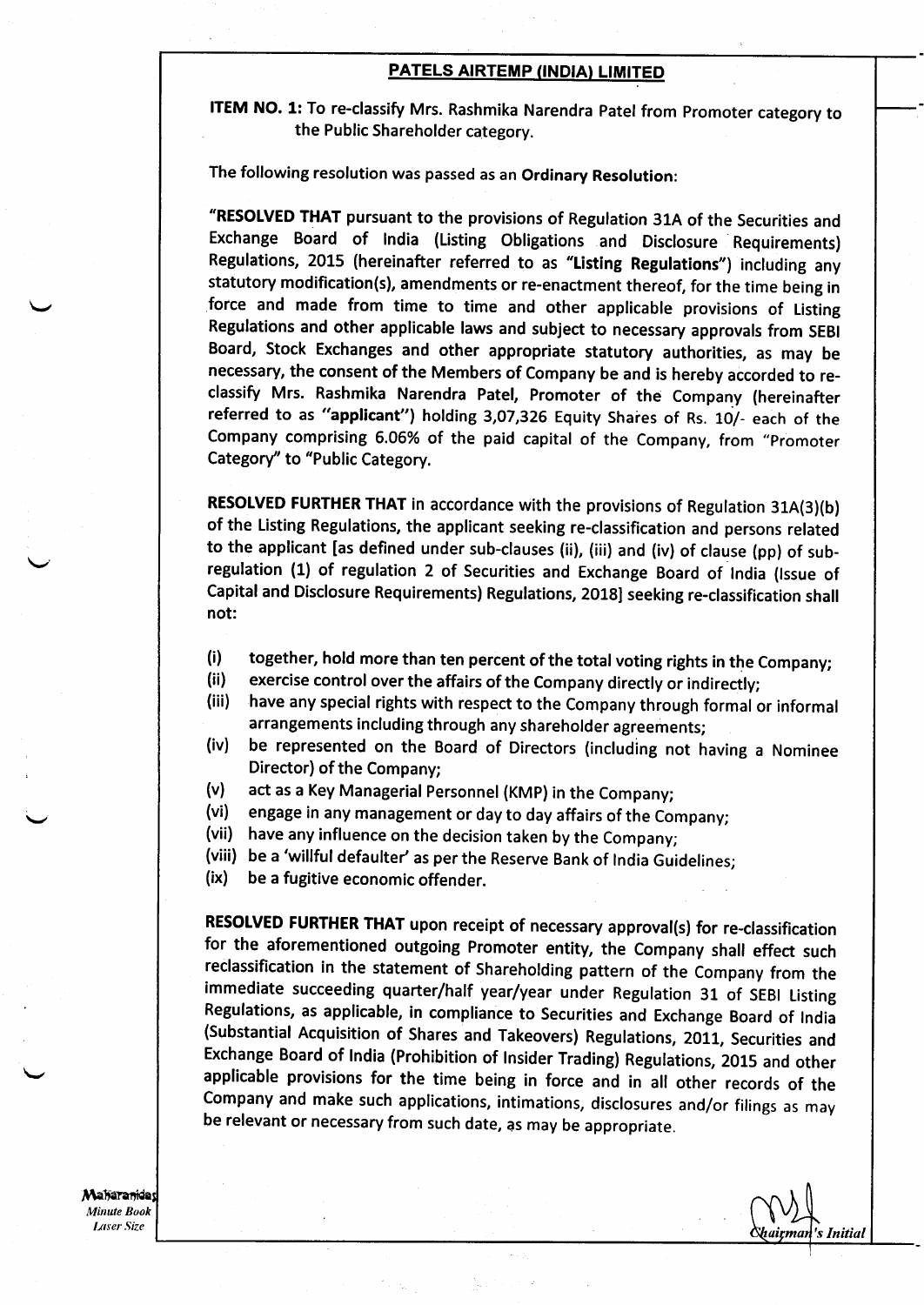## PATELS AIRTEMP (INDIA) LIMITED

**ITEM NO. 1:** To re-classify Mrs. Rashmika Narendra Patel from Promoter category to the Public Shareholder category.

The following resolution was passed as an **Ordinary Resolution**:

**"RESOLVED THAT** pursuant to the provisions of Regulation 31A of the Securities and Exchange Board of India (Listing Obligations and Disclosure Requirements) Regulations, 2015 (hereinafter referred to as **"Listing Regulations"**) including any statutory modification(s), amendments or re-enactment thereof, for the time being in force and made from time to time and other applicable provisions of Listing Regulations and other applicable laws and subject to necessary approvals from SEBI Board, Stock Exchanges and other appropriate statutory authorities, as may be necessary, the consent of the Members of Company be and is hereby accorded to re-classify Mrs. Rashmika Narendra Patel, Promoter of the Company (hereinafter referred to as **"applicant"**) holding 3,07,326 Equity Shares of Rs. 10/- each of the Company comprising 6.06% of the paid capital of the Company, from "Promoter Category" to "Public Category.

**RESOLVED FURTHER THAT** in accordance with the provisions of Regulation 31A(3)(b) of the Listing Regulations, the applicant seeking re-classification and persons related to the applicant [as defined under sub-clauses (ii), (iii) and (iv) of clause (pp) of sub-regulation (1) of regulation 2 of Securities and Exchange Board of India (Issue of Capital and Disclosure Requirements) Regulations, 2018] seeking re-classification shall not:

(i) together, hold more than ten percent of the total voting rights in the Company;
(ii) exercise control over the affairs of the Company directly or indirectly;
(iii) have any special rights with respect to the Company through formal or informal arrangements including through any shareholder agreements;
(iv) be represented on the Board of Directors (including not having a Nominee Director) of the Company;
(v) act as a Key Managerial Personnel (KMP) in the Company;
(vi) engage in any management or day to day affairs of the Company;
(vii) have any influence on the decision taken by the Company;
(viii) be a 'willful defaulter' as per the Reserve Bank of India Guidelines;
(ix) be a fugitive economic offender.

**RESOLVED FURTHER THAT** upon receipt of necessary approval(s) for re-classification for the aforementioned outgoing Promoter entity, the Company shall effect such reclassification in the statement of Shareholding pattern of the Company from the immediate succeeding quarter/half year/year under Regulation 31 of SEBI Listing Regulations, as applicable, in compliance to Securities and Exchange Board of India (Substantial Acquisition of Shares and Takeovers) Regulations, 2011, Securities and Exchange Board of India (Prohibition of Insider Trading) Regulations, 2015 and other applicable provisions for the time being in force and in all other records of the Company and make such applications, intimations, disclosures and/or filings as may be relevant or necessary from such date, as may be appropriate.

*Chairman's Initial*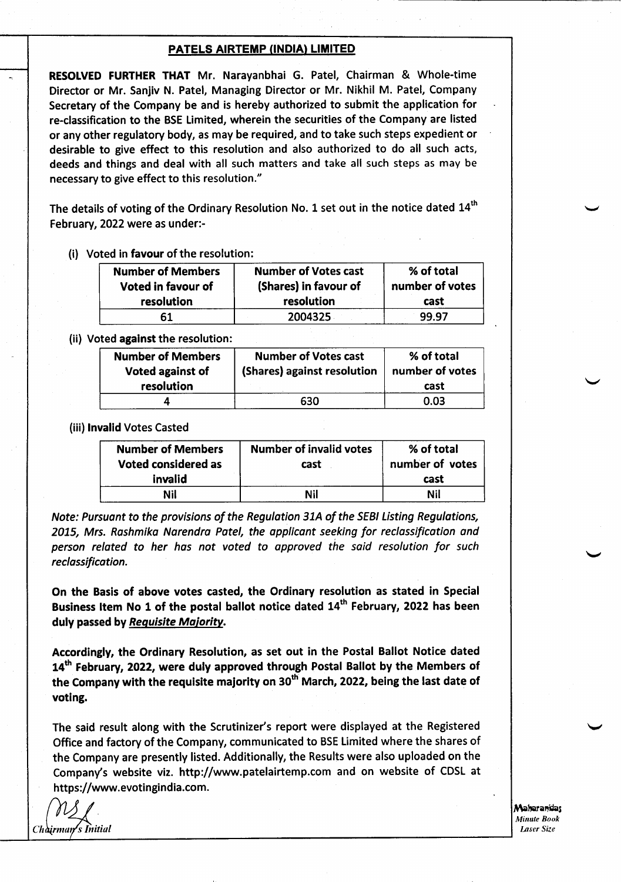## PATELS AIRTEMP (INDIA) LIMITED

**RESOLVED FURTHER THAT** Mr. Narayanbhai G. Patel, Chairman & Whole-time Director or Mr. Sanjiv N. Patel, Managing Director or Mr. Nikhil M. Patel, Company Secretary of the Company be and is hereby authorized to submit the application for re-classification to the BSE Limited, wherein the securities of the Company are listed or any other regulatory body, as may be required, and to take such steps expedient or desirable to give effect to this resolution and also authorized to do all such acts, deeds and things and deal with all such matters and take all such steps as may be necessary to give effect to this resolution."

The details of voting of the Ordinary Resolution No. 1 set out in the notice dated 14th February, 2022 were as under:-

(i) Voted in **favour** of the resolution:

| Number of Members Voted in favour of resolution | Number of Votes cast (Shares) in favour of resolution | % of total number of votes cast |
|---|---|---|
| 61 | 2004325 | 99.97 |

(ii) Voted **against** the resolution:

| Number of Members Voted against of resolution | Number of Votes cast (Shares) against resolution | % of total number of votes cast |
|---|---|---|
| 4 | 630 | 0.03 |

(iii) **Invalid** Votes Casted

| Number of Members Voted considered as invalid | Number of invalid votes cast | % of total number of votes cast |
|---|---|---|
| Nil | Nil | Nil |

*Note: Pursuant to the provisions of the Regulation 31A of the SEBI Listing Regulations, 2015, Mrs. Rashmika Narendra Patel, the applicant seeking for reclassification and person related to her has not voted to approved the said resolution for such reclassification.*

**On the Basis of above votes casted, the Ordinary resolution as stated in Special Business Item No 1 of the postal ballot notice dated 14th February, 2022 has been duly passed by *Requisite Majority*.**

**Accordingly, the Ordinary Resolution, as set out in the Postal Ballot Notice dated 14th February, 2022, were duly approved through Postal Ballot by the Members of the Company with the requisite majority on 30th March, 2022, being the last date of voting.**

The said result along with the Scrutinizer's report were displayed at the Registered Office and factory of the Company, communicated to BSE Limited where the shares of the Company are presently listed. Additionally, the Results were also uploaded on the Company's website viz. http://www.patelairtemp.com and on website of CDSL at https://www.evotingindia.com.

*Chairman's Initial*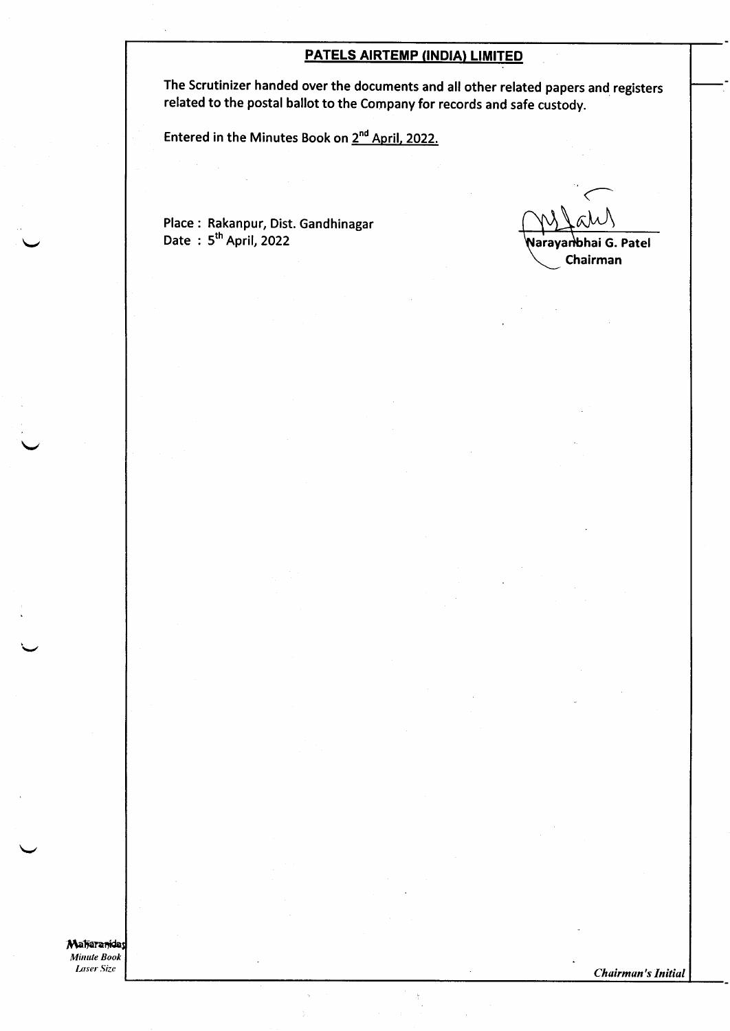**PATELS AIRTEMP (INDIA) LIMITED**

The Scrutinizer handed over the documents and all other related papers and registers related to the postal ballot to the Company for records and safe custody.

Entered in the Minutes Book on 2nd April, 2022.

Place : Rakanpur, Dist. Gandhinagar
Date : 5th April, 2022

Narayanbhai G. Patel
Chairman

*Chairman's Initial*